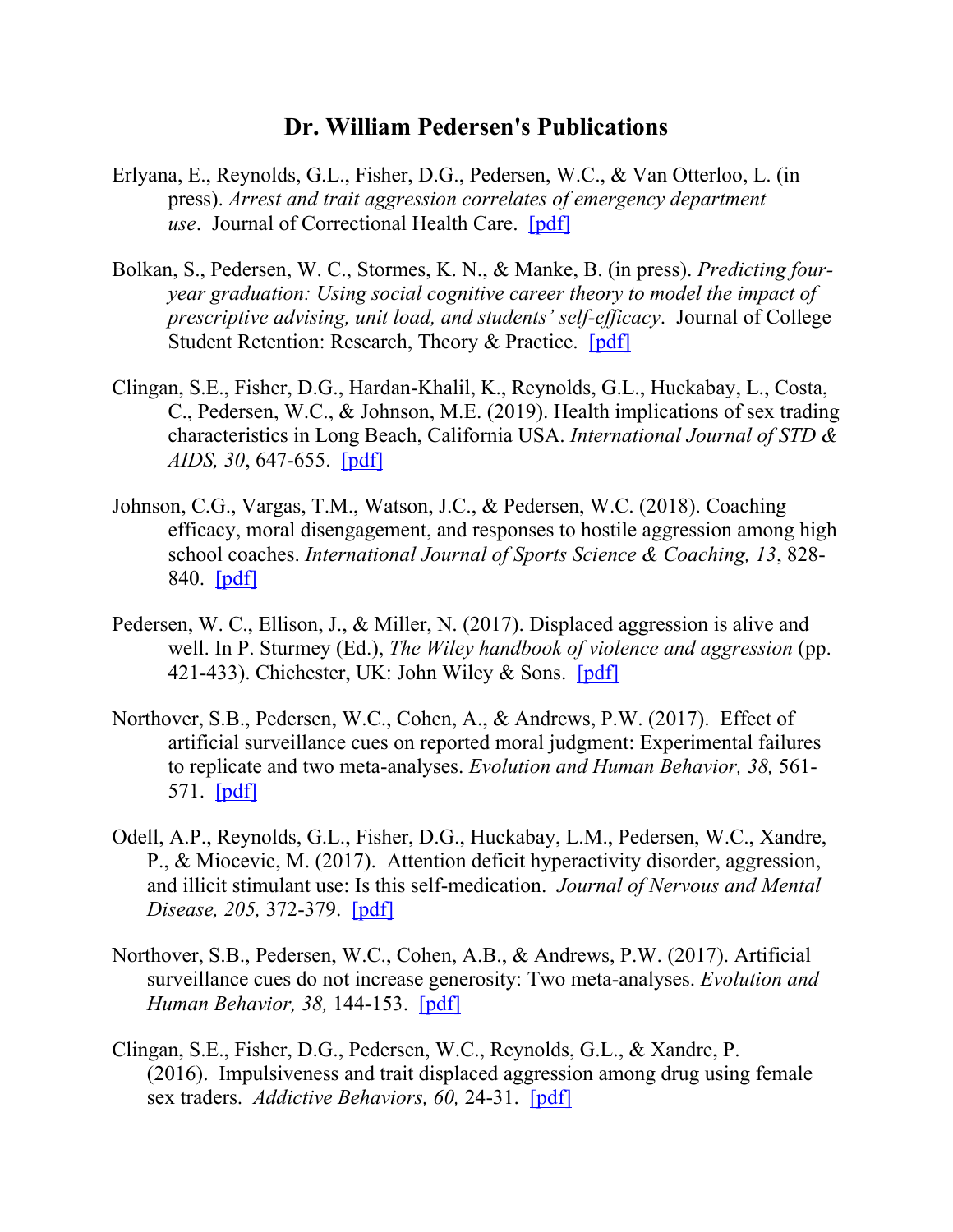# Dr. William Pedersen's Publications

Erlyana, E., Reynolds, G.L., Fisher, D.G., Pedersen, W.C., & Van Otterloo, L. (in press). *Arrest and trait aggression correlates of emergency department use*. Journal of Correctional Health Care. [pdf]

Bolkan, S., Pedersen, W. C., Stormes, K. N., & Manke, B. (in press). *Predicting four-year graduation: Using social cognitive career theory to model the impact of prescriptive advising, unit load, and students' self-efficacy*. Journal of College Student Retention: Research, Theory & Practice. [pdf]

Clingan, S.E., Fisher, D.G., Hardan-Khalil, K., Reynolds, G.L., Huckabay, L., Costa, C., Pedersen, W.C., & Johnson, M.E. (2019). Health implications of sex trading characteristics in Long Beach, California USA. *International Journal of STD & AIDS, 30*, 647-655. [pdf]

Johnson, C.G., Vargas, T.M., Watson, J.C., & Pedersen, W.C. (2018). Coaching efficacy, moral disengagement, and responses to hostile aggression among high school coaches. *International Journal of Sports Science & Coaching, 13*, 828-840. [pdf]

Pedersen, W. C., Ellison, J., & Miller, N. (2017). Displaced aggression is alive and well. In P. Sturmey (Ed.), *The Wiley handbook of violence and aggression* (pp. 421-433). Chichester, UK: John Wiley & Sons. [pdf]

Northover, S.B., Pedersen, W.C., Cohen, A., & Andrews, P.W. (2017). Effect of artificial surveillance cues on reported moral judgment: Experimental failures to replicate and two meta-analyses. *Evolution and Human Behavior, 38,* 561-571. [pdf]

Odell, A.P., Reynolds, G.L., Fisher, D.G., Huckabay, L.M., Pedersen, W.C., Xandre, P., & Miocevic, M. (2017). Attention deficit hyperactivity disorder, aggression, and illicit stimulant use: Is this self-medication. *Journal of Nervous and Mental Disease, 205,* 372-379. [pdf]

Northover, S.B., Pedersen, W.C., Cohen, A.B., & Andrews, P.W. (2017). Artificial surveillance cues do not increase generosity: Two meta-analyses. *Evolution and Human Behavior, 38,* 144-153. [pdf]

Clingan, S.E., Fisher, D.G., Pedersen, W.C., Reynolds, G.L., & Xandre, P. (2016). Impulsiveness and trait displaced aggression among drug using female sex traders. *Addictive Behaviors, 60,* 24-31. [pdf]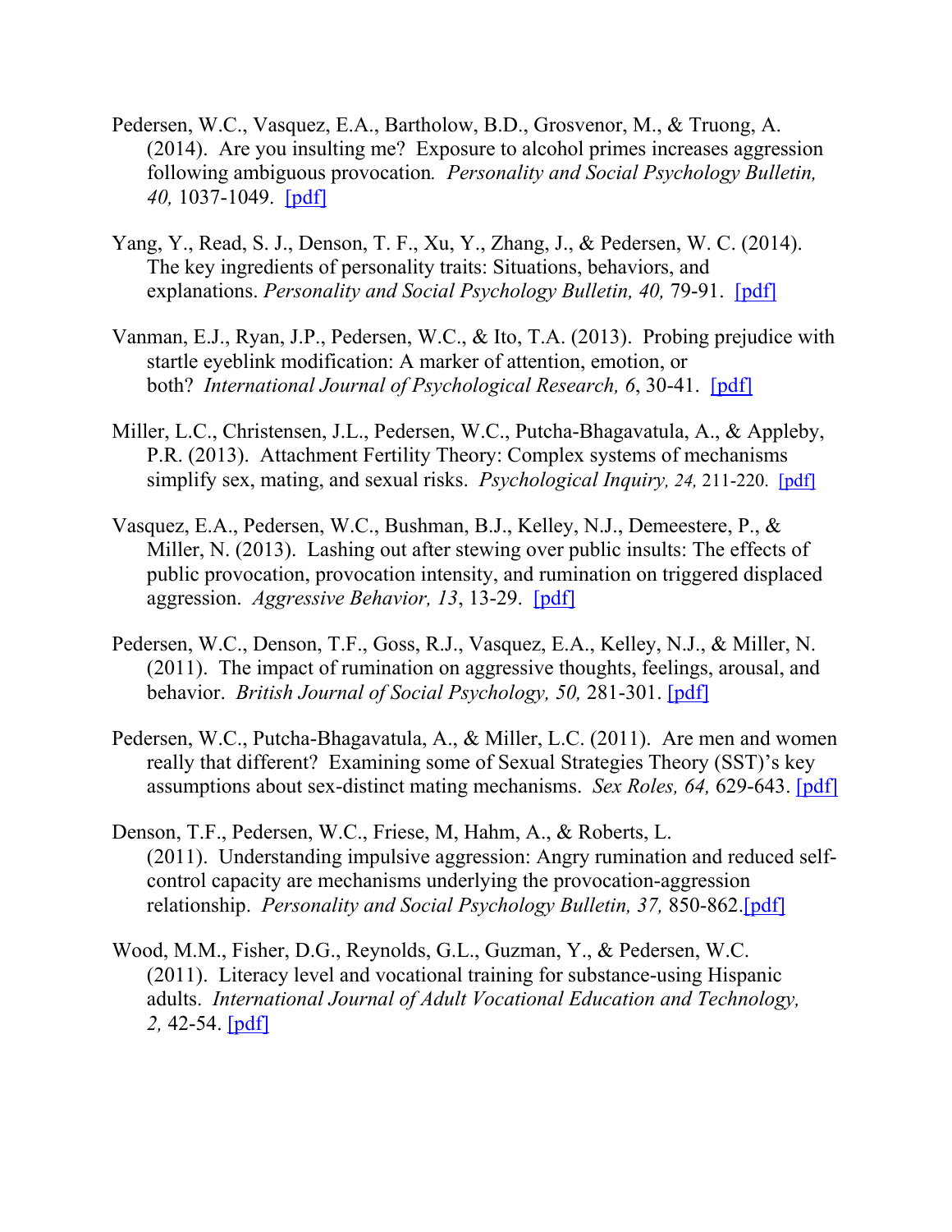Pedersen, W.C., Vasquez, E.A., Bartholow, B.D., Grosvenor, M., & Truong, A. (2014). Are you insulting me? Exposure to alcohol primes increases aggression following ambiguous provocation. *Personality and Social Psychology Bulletin, 40,* 1037-1049. [pdf]

Yang, Y., Read, S. J., Denson, T. F., Xu, Y., Zhang, J., & Pedersen, W. C. (2014). The key ingredients of personality traits: Situations, behaviors, and explanations. *Personality and Social Psychology Bulletin, 40,* 79-91. [pdf]

Vanman, E.J., Ryan, J.P., Pedersen, W.C., & Ito, T.A. (2013). Probing prejudice with startle eyeblink modification: A marker of attention, emotion, or both? *International Journal of Psychological Research, 6*, 30-41. [pdf]

Miller, L.C., Christensen, J.L., Pedersen, W.C., Putcha-Bhagavatula, A., & Appleby, P.R. (2013). Attachment Fertility Theory: Complex systems of mechanisms simplify sex, mating, and sexual risks. *Psychological Inquiry, 24,* 211-220. [pdf]

Vasquez, E.A., Pedersen, W.C., Bushman, B.J., Kelley, N.J., Demeestere, P., & Miller, N. (2013). Lashing out after stewing over public insults: The effects of public provocation, provocation intensity, and rumination on triggered displaced aggression. *Aggressive Behavior, 13*, 13-29. [pdf]

Pedersen, W.C., Denson, T.F., Goss, R.J., Vasquez, E.A., Kelley, N.J., & Miller, N. (2011). The impact of rumination on aggressive thoughts, feelings, arousal, and behavior. *British Journal of Social Psychology, 50,* 281-301. [pdf]

Pedersen, W.C., Putcha-Bhagavatula, A., & Miller, L.C. (2011). Are men and women really that different? Examining some of Sexual Strategies Theory (SST)'s key assumptions about sex-distinct mating mechanisms. *Sex Roles, 64,* 629-643. [pdf]

Denson, T.F., Pedersen, W.C., Friese, M, Hahm, A., & Roberts, L. (2011). Understanding impulsive aggression: Angry rumination and reduced self-control capacity are mechanisms underlying the provocation-aggression relationship. *Personality and Social Psychology Bulletin, 37,* 850-862.[pdf]

Wood, M.M., Fisher, D.G., Reynolds, G.L., Guzman, Y., & Pedersen, W.C. (2011). Literacy level and vocational training for substance-using Hispanic adults. *International Journal of Adult Vocational Education and Technology, 2,* 42-54. [pdf]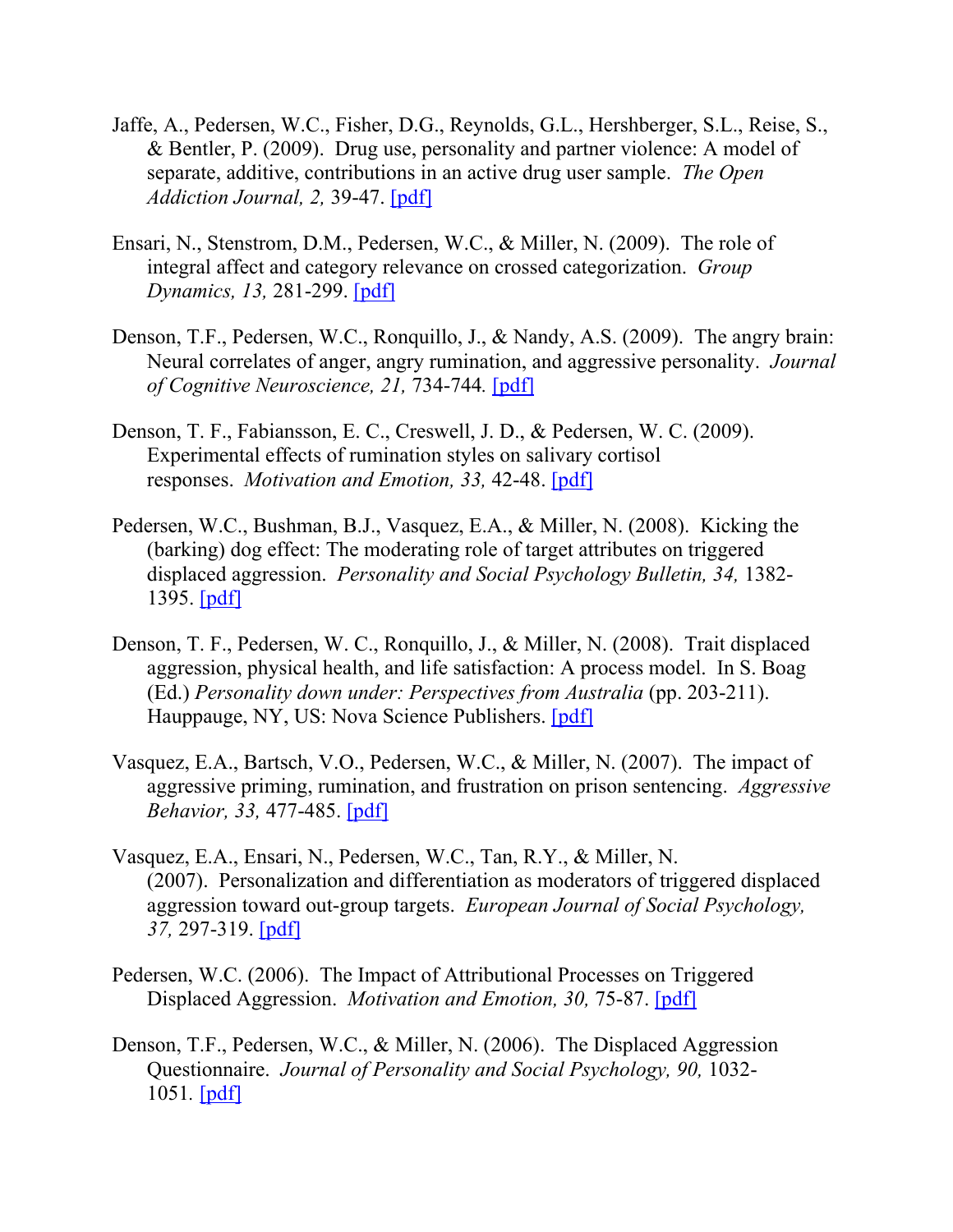Jaffe, A., Pedersen, W.C., Fisher, D.G., Reynolds, G.L., Hershberger, S.L., Reise, S., & Bentler, P. (2009). Drug use, personality and partner violence: A model of separate, additive, contributions in an active drug user sample. *The Open Addiction Journal, 2,* 39-47. [pdf]

Ensari, N., Stenstrom, D.M., Pedersen, W.C., & Miller, N. (2009). The role of integral affect and category relevance on crossed categorization. *Group Dynamics, 13,* 281-299. [pdf]

Denson, T.F., Pedersen, W.C., Ronquillo, J., & Nandy, A.S. (2009). The angry brain: Neural correlates of anger, angry rumination, and aggressive personality. *Journal of Cognitive Neuroscience, 21,* 734-744. [pdf]

Denson, T. F., Fabiansson, E. C., Creswell, J. D., & Pedersen, W. C. (2009). Experimental effects of rumination styles on salivary cortisol responses. *Motivation and Emotion, 33,* 42-48. [pdf]

Pedersen, W.C., Bushman, B.J., Vasquez, E.A., & Miller, N. (2008). Kicking the (barking) dog effect: The moderating role of target attributes on triggered displaced aggression. *Personality and Social Psychology Bulletin, 34,* 1382-1395. [pdf]

Denson, T. F., Pedersen, W. C., Ronquillo, J., & Miller, N. (2008). Trait displaced aggression, physical health, and life satisfaction: A process model. In S. Boag (Ed.) *Personality down under: Perspectives from Australia* (pp. 203-211). Hauppauge, NY, US: Nova Science Publishers. [pdf]

Vasquez, E.A., Bartsch, V.O., Pedersen, W.C., & Miller, N. (2007). The impact of aggressive priming, rumination, and frustration on prison sentencing. *Aggressive Behavior, 33,* 477-485. [pdf]

Vasquez, E.A., Ensari, N., Pedersen, W.C., Tan, R.Y., & Miller, N. (2007). Personalization and differentiation as moderators of triggered displaced aggression toward out-group targets. *European Journal of Social Psychology, 37,* 297-319. [pdf]

Pedersen, W.C. (2006). The Impact of Attributional Processes on Triggered Displaced Aggression. *Motivation and Emotion, 30,* 75-87. [pdf]

Denson, T.F., Pedersen, W.C., & Miller, N. (2006). The Displaced Aggression Questionnaire. *Journal of Personality and Social Psychology, 90,* 1032-1051. [pdf]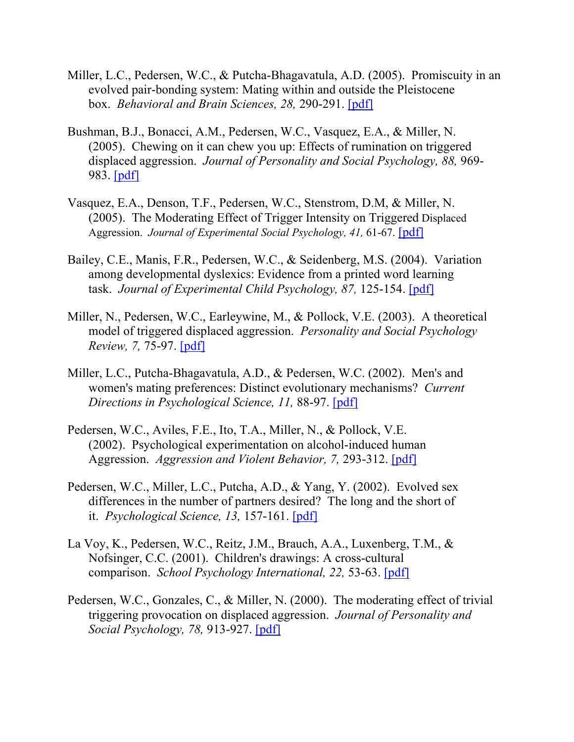Miller, L.C., Pedersen, W.C., & Putcha-Bhagavatula, A.D. (2005). Promiscuity in an evolved pair-bonding system: Mating within and outside the Pleistocene box. *Behavioral and Brain Sciences, 28,* 290-291. [pdf]

Bushman, B.J., Bonacci, A.M., Pedersen, W.C., Vasquez, E.A., & Miller, N. (2005). Chewing on it can chew you up: Effects of rumination on triggered displaced aggression. *Journal of Personality and Social Psychology, 88,* 969-983. [pdf]

Vasquez, E.A., Denson, T.F., Pedersen, W.C., Stenstrom, D.M, & Miller, N. (2005). The Moderating Effect of Trigger Intensity on Triggered Displaced Aggression. *Journal of Experimental Social Psychology, 41,* 61-67. [pdf]

Bailey, C.E., Manis, F.R., Pedersen, W.C., & Seidenberg, M.S. (2004). Variation among developmental dyslexics: Evidence from a printed word learning task. *Journal of Experimental Child Psychology, 87,* 125-154. [pdf]

Miller, N., Pedersen, W.C., Earleywine, M., & Pollock, V.E. (2003). A theoretical model of triggered displaced aggression. *Personality and Social Psychology Review, 7,* 75-97. [pdf]

Miller, L.C., Putcha-Bhagavatula, A.D., & Pedersen, W.C (2002). Men's and women's mating preferences: Distinct evolutionary mechanisms? *Current Directions in Psychological Science, 11,* 88-97. [pdf]

Pedersen, W.C., Aviles, F.E., Ito, T.A., Miller, N., & Pollock, V.E. (2002). Psychological experimentation on alcohol-induced human Aggression. *Aggression and Violent Behavior, 7,* 293-312. [pdf]

Pedersen, W.C., Miller, L.C., Putcha, A.D., & Yang, Y. (2002). Evolved sex differences in the number of partners desired? The long and the short of it. *Psychological Science, 13,* 157-161. [pdf]

La Voy, K., Pedersen, W.C., Reitz, J.M., Brauch, A.A., Luxenberg, T.M., & Nofsinger, C.C. (2001). Children's drawings: A cross-cultural comparison. *School Psychology International, 22,* 53-63. [pdf]

Pedersen, W.C., Gonzales, C., & Miller, N. (2000). The moderating effect of trivial triggering provocation on displaced aggression. *Journal of Personality and Social Psychology, 78,* 913-927. [pdf]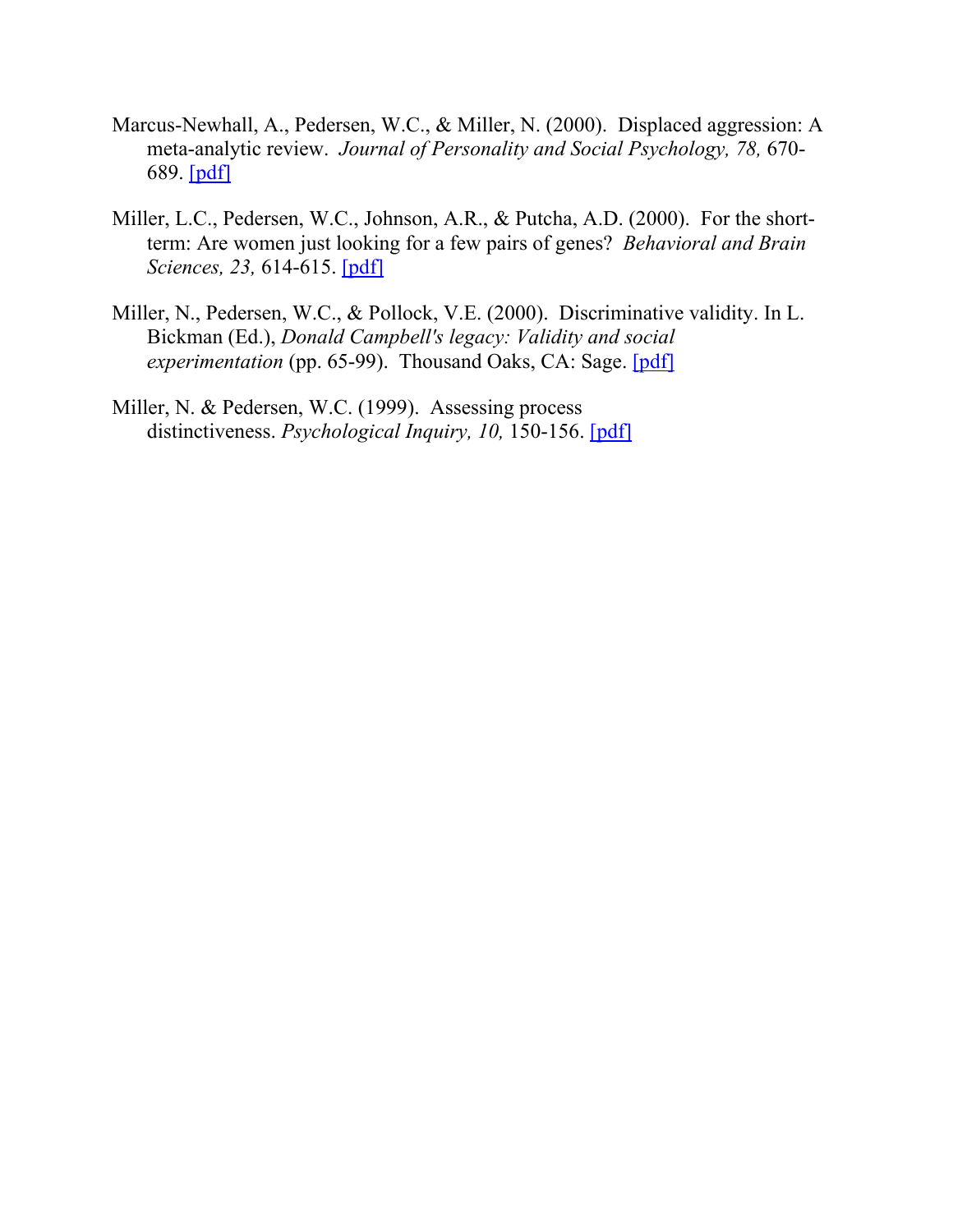Marcus-Newhall, A., Pedersen, W.C., & Miller, N. (2000). Displaced aggression: A meta-analytic review. *Journal of Personality and Social Psychology, 78,* 670-689. [pdf]

Miller, L.C., Pedersen, W.C., Johnson, A.R., & Putcha, A.D. (2000). For the short-term: Are women just looking for a few pairs of genes? *Behavioral and Brain Sciences, 23,* 614-615. [pdf]

Miller, N., Pedersen, W.C., & Pollock, V.E. (2000). Discriminative validity. In L. Bickman (Ed.), *Donald Campbell's legacy: Validity and social experimentation* (pp. 65-99). Thousand Oaks, CA: Sage. [pdf]

Miller, N. & Pedersen, W.C. (1999). Assessing process distinctiveness. *Psychological Inquiry, 10,* 150-156. [pdf]